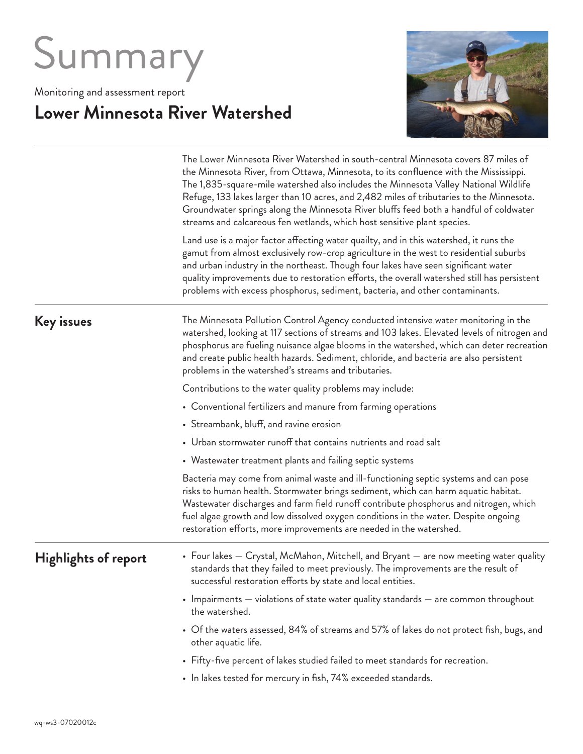# Summary

Monitoring and assessment report

## Lower Minnesota River Watershed

The Lower Minnesota River Watershed in south-central Minnesota covers 87 miles of the Minnesota River, from Ottawa, Minnesota, to its confluence with the Mississippi. The 1,835-square-mile watershed also includes the Minnesota Valley National Wildlife Refuge, 133 lakes larger than 10 acres, and 2,482 miles of tributaries to the Minnesota. Groundwater springs along the Minnesota River bluffs feed both a handful of coldwater streams and calcareous fen wetlands, which host sensitive plant species.

Land use is a major factor affecting water quilty, and in this watershed, it runs the gamut from almost exclusively row-crop agriculture in the west to residential suburbs and urban industry in the northeast. Though four lakes have seen significant water quality improvements due to restoration efforts, the overall watershed still has persistent problems with excess phosphorus, sediment, bacteria, and other contaminants.

## Key issues

The Minnesota Pollution Control Agency conducted intensive water monitoring in the watershed, looking at 117 sections of streams and 103 lakes. Elevated levels of nitrogen and phosphorus are fueling nuisance algae blooms in the watershed, which can deter recreation and create public health hazards. Sediment, chloride, and bacteria are also persistent problems in the watershed's streams and tributaries.

Contributions to the water quality problems may include:

- Conventional fertilizers and manure from farming operations
- Streambank, bluff, and ravine erosion
- Urban stormwater runoff that contains nutrients and road salt
- Wastewater treatment plants and failing septic systems

Bacteria may come from animal waste and ill-functioning septic systems and can pose risks to human health. Stormwater brings sediment, which can harm aquatic habitat. Wastewater discharges and farm field runoff contribute phosphorus and nitrogen, which fuel algae growth and low dissolved oxygen conditions in the water. Despite ongoing restoration efforts, more improvements are needed in the watershed.

## Highlights of report

- Four lakes — Crystal, McMahon, Mitchell, and Bryant — are now meeting water quality standards that they failed to meet previously. The improvements are the result of successful restoration efforts by state and local entities.
- Impairments — violations of state water quality standards — are common throughout the watershed.
- Of the waters assessed, 84% of streams and 57% of lakes do not protect fish, bugs, and other aquatic life.
- Fifty-five percent of lakes studied failed to meet standards for recreation.
- In lakes tested for mercury in fish, 74% exceeded standards.

wq-ws3-07020012c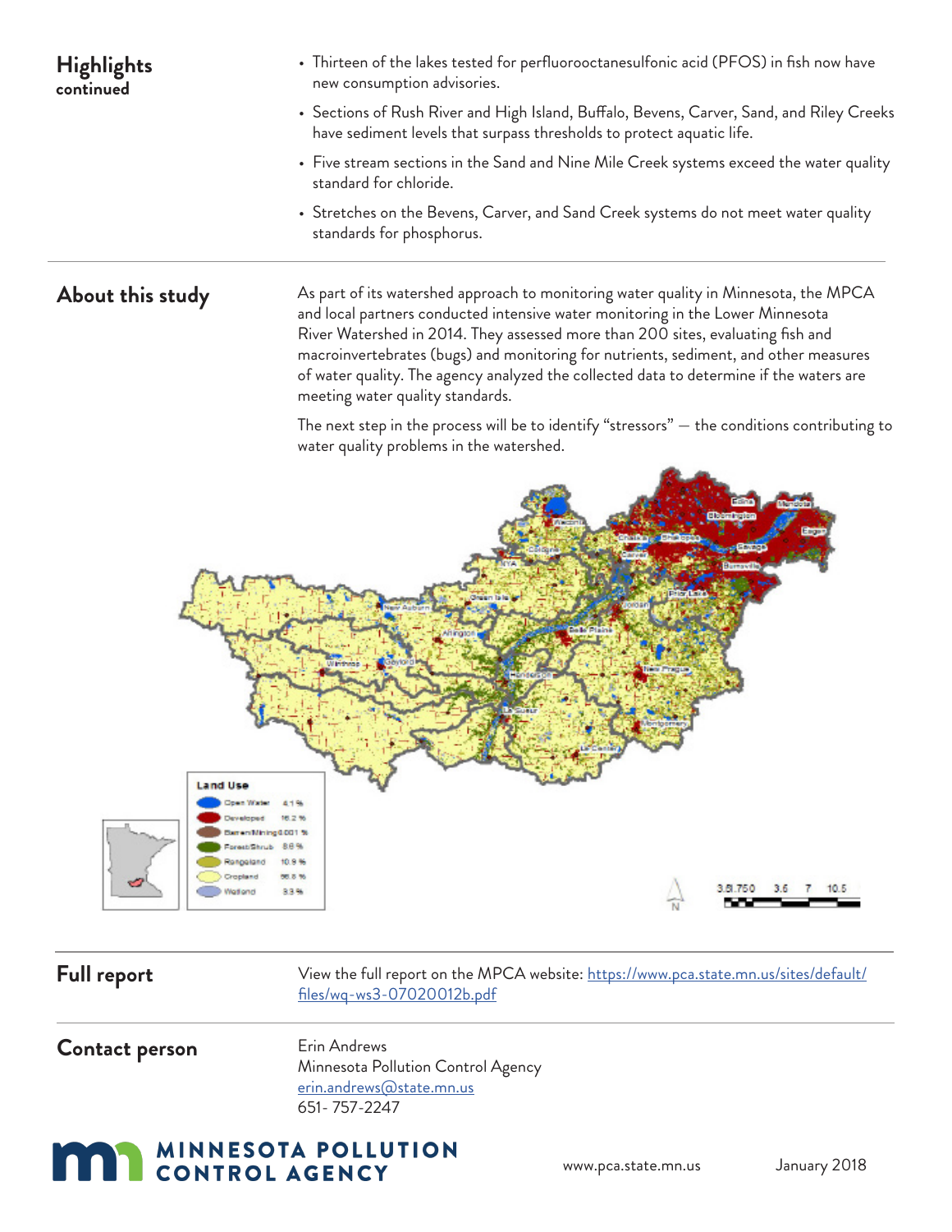## Highlights continued

- Thirteen of the lakes tested for perfluorooctanesulfonic acid (PFOS) in fish now have new consumption advisories.
- Sections of Rush River and High Island, Buffalo, Bevens, Carver, Sand, and Riley Creeks have sediment levels that surpass thresholds to protect aquatic life.
- Five stream sections in the Sand and Nine Mile Creek systems exceed the water quality standard for chloride.
- Stretches on the Bevens, Carver, and Sand Creek systems do not meet water quality standards for phosphorus.

## About this study

As part of its watershed approach to monitoring water quality in Minnesota, the MPCA and local partners conducted intensive water monitoring in the Lower Minnesota River Watershed in 2014. They assessed more than 200 sites, evaluating fish and macroinvertebrates (bugs) and monitoring for nutrients, sediment, and other measures of water quality. The agency analyzed the collected data to determine if the waters are meeting water quality standards.

The next step in the process will be to identify "stressors" — the conditions contributing to water quality problems in the watershed.

Land Use
Open Water 4.1 %
Developed 16.2 %
Barren/Mining 0.001 %
Forest/Shrub 8.6 %
Rangeland 10.9 %
Cropland 56.8 %
Wetland 3.3 %

Edina
Mendota
Bloomington
Eagan
Savage
Burnsville
Wacontia
Chaska
Shakopee
Carver
Cologne
NYA
Green Isle
Prior Lake
Jordan
New Auburn
Arlington
Belle Plaine
Winthrop
Gaylord
Henderson
New Prague
Le Sueur
Montgomery
Le Center

N
3.51.750 3.5 7 10.5

## Full report

View the full report on the MPCA website: https://www.pca.state.mn.us/sites/default/files/wq-ws3-07020012b.pdf

## Contact person

Erin Andrews
Minnesota Pollution Control Agency
erin.andrews@state.mn.us
651- 757-2247

MINNESOTA POLLUTION CONTROL AGENCY

www.pca.state.mn.us

January 2018